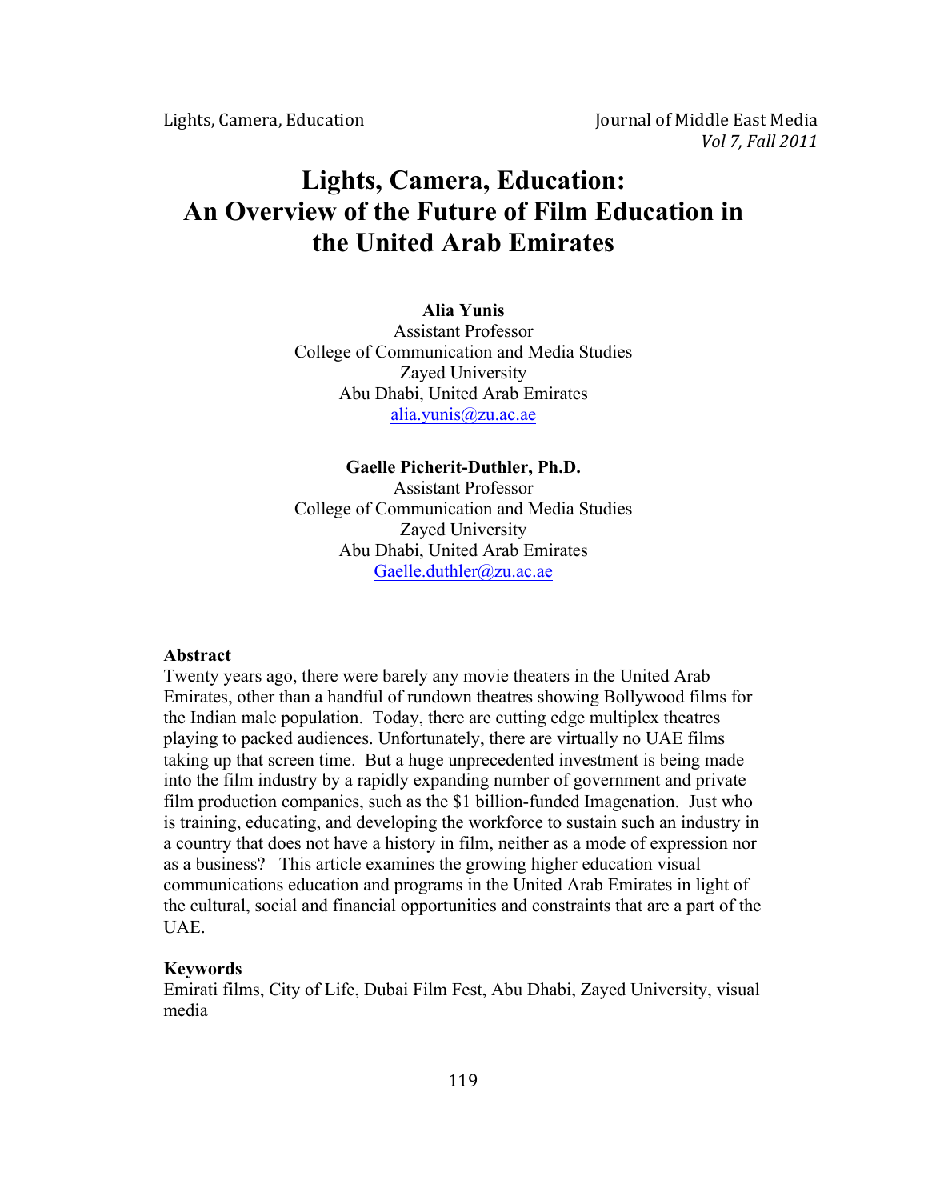# Lights, Camera, Education: An Overview of the Future of Film Education in the United Arab Emirates

**Alia Yunis**
Assistant Professor
College of Communication and Media Studies
Zayed University
Abu Dhabi, United Arab Emirates
alia.yunis@zu.ac.ae

**Gaelle Picherit-Duthler, Ph.D.**
Assistant Professor
College of Communication and Media Studies
Zayed University
Abu Dhabi, United Arab Emirates
Gaelle.duthler@zu.ac.ae

**Abstract**

Twenty years ago, there were barely any movie theaters in the United Arab Emirates, other than a handful of rundown theatres showing Bollywood films for the Indian male population. Today, there are cutting edge multiplex theatres playing to packed audiences. Unfortunately, there are virtually no UAE films taking up that screen time. But a huge unprecedented investment is being made into the film industry by a rapidly expanding number of government and private film production companies, such as the $1 billion-funded Imagenation. Just who is training, educating, and developing the workforce to sustain such an industry in a country that does not have a history in film, neither as a mode of expression nor as a business? This article examines the growing higher education visual communications education and programs in the United Arab Emirates in light of the cultural, social and financial opportunities and constraints that are a part of the UAE.

**Keywords**

Emirati films, City of Life, Dubai Film Fest, Abu Dhabi, Zayed University, visual media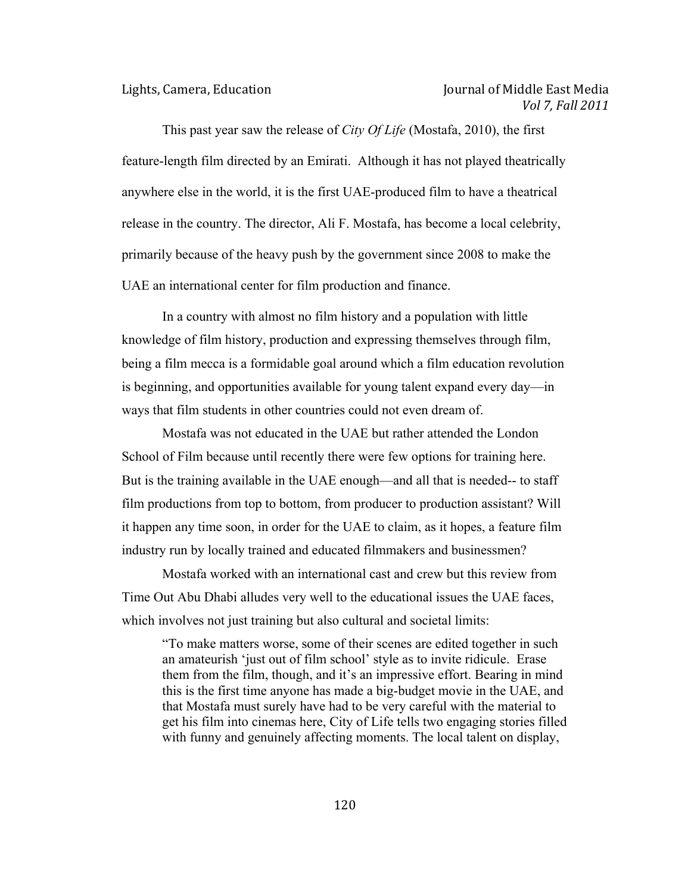This past year saw the release of *City Of Life* (Mostafa, 2010), the first feature-length film directed by an Emirati. Although it has not played theatrically anywhere else in the world, it is the first UAE-produced film to have a theatrical release in the country. The director, Ali F. Mostafa, has become a local celebrity, primarily because of the heavy push by the government since 2008 to make the UAE an international center for film production and finance.

In a country with almost no film history and a population with little knowledge of film history, production and expressing themselves through film, being a film mecca is a formidable goal around which a film education revolution is beginning, and opportunities available for young talent expand every day—in ways that film students in other countries could not even dream of.

Mostafa was not educated in the UAE but rather attended the London School of Film because until recently there were few options for training here. But is the training available in the UAE enough—and all that is needed-- to staff film productions from top to bottom, from producer to production assistant? Will it happen any time soon, in order for the UAE to claim, as it hopes, a feature film industry run by locally trained and educated filmmakers and businessmen?

Mostafa worked with an international cast and crew but this review from Time Out Abu Dhabi alludes very well to the educational issues the UAE faces, which involves not just training but also cultural and societal limits:

> "To make matters worse, some of their scenes are edited together in such an amateurish 'just out of film school' style as to invite ridicule. Erase them from the film, though, and it's an impressive effort. Bearing in mind this is the first time anyone has made a big-budget movie in the UAE, and that Mostafa must surely have had to be very careful with the material to get his film into cinemas here, City of Life tells two engaging stories filled with funny and genuinely affecting moments. The local talent on display,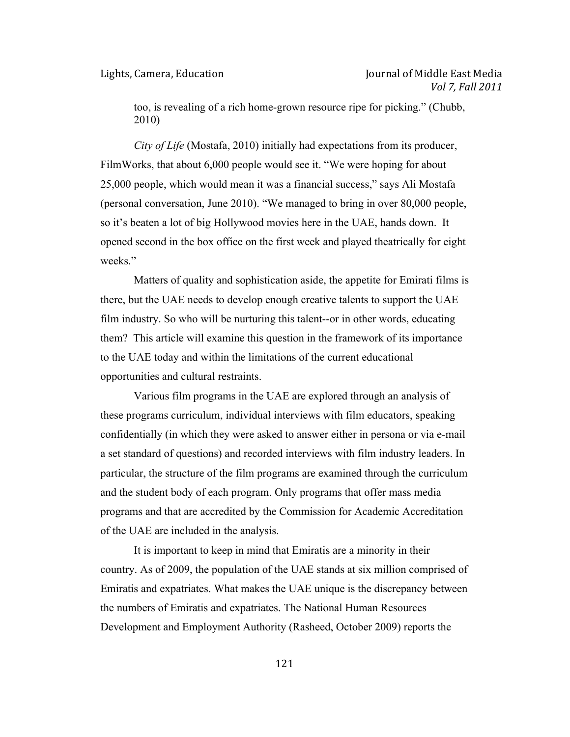> too, is revealing of a rich home-grown resource ripe for picking." (Chubb, 2010)

*City of Life* (Mostafa, 2010) initially had expectations from its producer, FilmWorks, that about 6,000 people would see it. "We were hoping for about 25,000 people, which would mean it was a financial success," says Ali Mostafa (personal conversation, June 2010). "We managed to bring in over 80,000 people, so it's beaten a lot of big Hollywood movies here in the UAE, hands down. It opened second in the box office on the first week and played theatrically for eight weeks."

Matters of quality and sophistication aside, the appetite for Emirati films is there, but the UAE needs to develop enough creative talents to support the UAE film industry. So who will be nurturing this talent--or in other words, educating them? This article will examine this question in the framework of its importance to the UAE today and within the limitations of the current educational opportunities and cultural restraints.

Various film programs in the UAE are explored through an analysis of these programs curriculum, individual interviews with film educators, speaking confidentially (in which they were asked to answer either in persona or via e-mail a set standard of questions) and recorded interviews with film industry leaders. In particular, the structure of the film programs are examined through the curriculum and the student body of each program. Only programs that offer mass media programs and that are accredited by the Commission for Academic Accreditation of the UAE are included in the analysis.

It is important to keep in mind that Emiratis are a minority in their country. As of 2009, the population of the UAE stands at six million comprised of Emiratis and expatriates. What makes the UAE unique is the discrepancy between the numbers of Emiratis and expatriates. The National Human Resources Development and Employment Authority (Rasheed, October 2009) reports the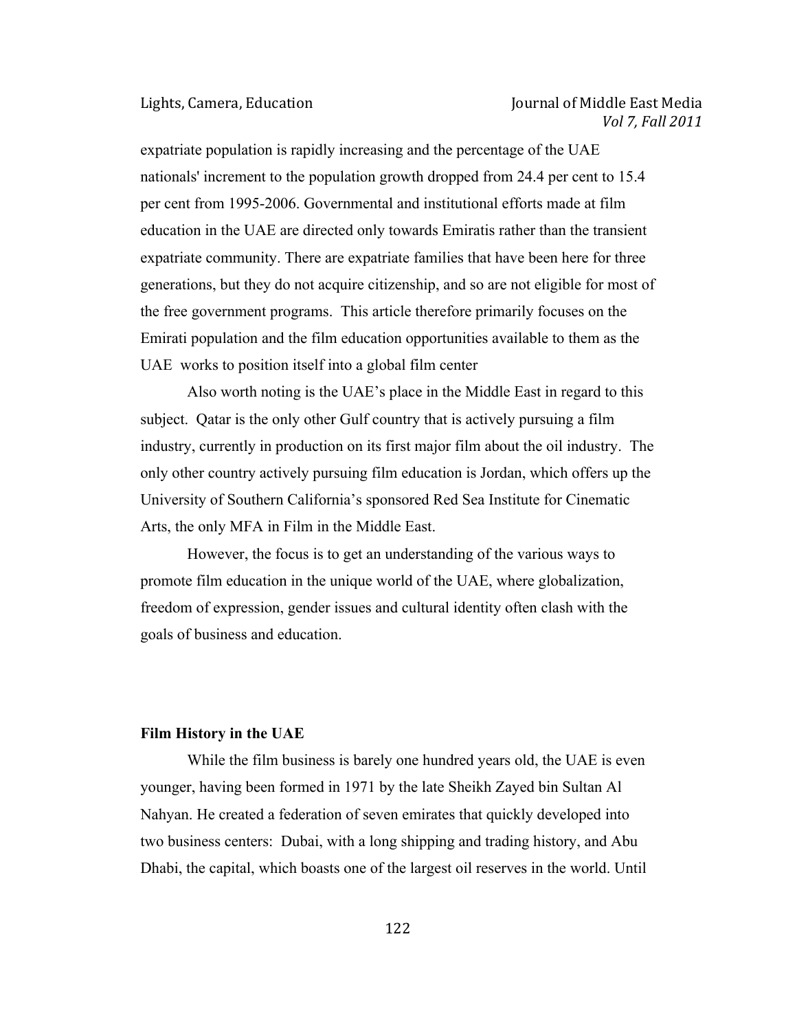expatriate population is rapidly increasing and the percentage of the UAE nationals' increment to the population growth dropped from 24.4 per cent to 15.4 per cent from 1995-2006. Governmental and institutional efforts made at film education in the UAE are directed only towards Emiratis rather than the transient expatriate community. There are expatriate families that have been here for three generations, but they do not acquire citizenship, and so are not eligible for most of the free government programs. This article therefore primarily focuses on the Emirati population and the film education opportunities available to them as the UAE works to position itself into a global film center

Also worth noting is the UAE's place in the Middle East in regard to this subject. Qatar is the only other Gulf country that is actively pursuing a film industry, currently in production on its first major film about the oil industry. The only other country actively pursuing film education is Jordan, which offers up the University of Southern California's sponsored Red Sea Institute for Cinematic Arts, the only MFA in Film in the Middle East.

However, the focus is to get an understanding of the various ways to promote film education in the unique world of the UAE, where globalization, freedom of expression, gender issues and cultural identity often clash with the goals of business and education.

**Film History in the UAE**

While the film business is barely one hundred years old, the UAE is even younger, having been formed in 1971 by the late Sheikh Zayed bin Sultan Al Nahyan. He created a federation of seven emirates that quickly developed into two business centers: Dubai, with a long shipping and trading history, and Abu Dhabi, the capital, which boasts one of the largest oil reserves in the world. Until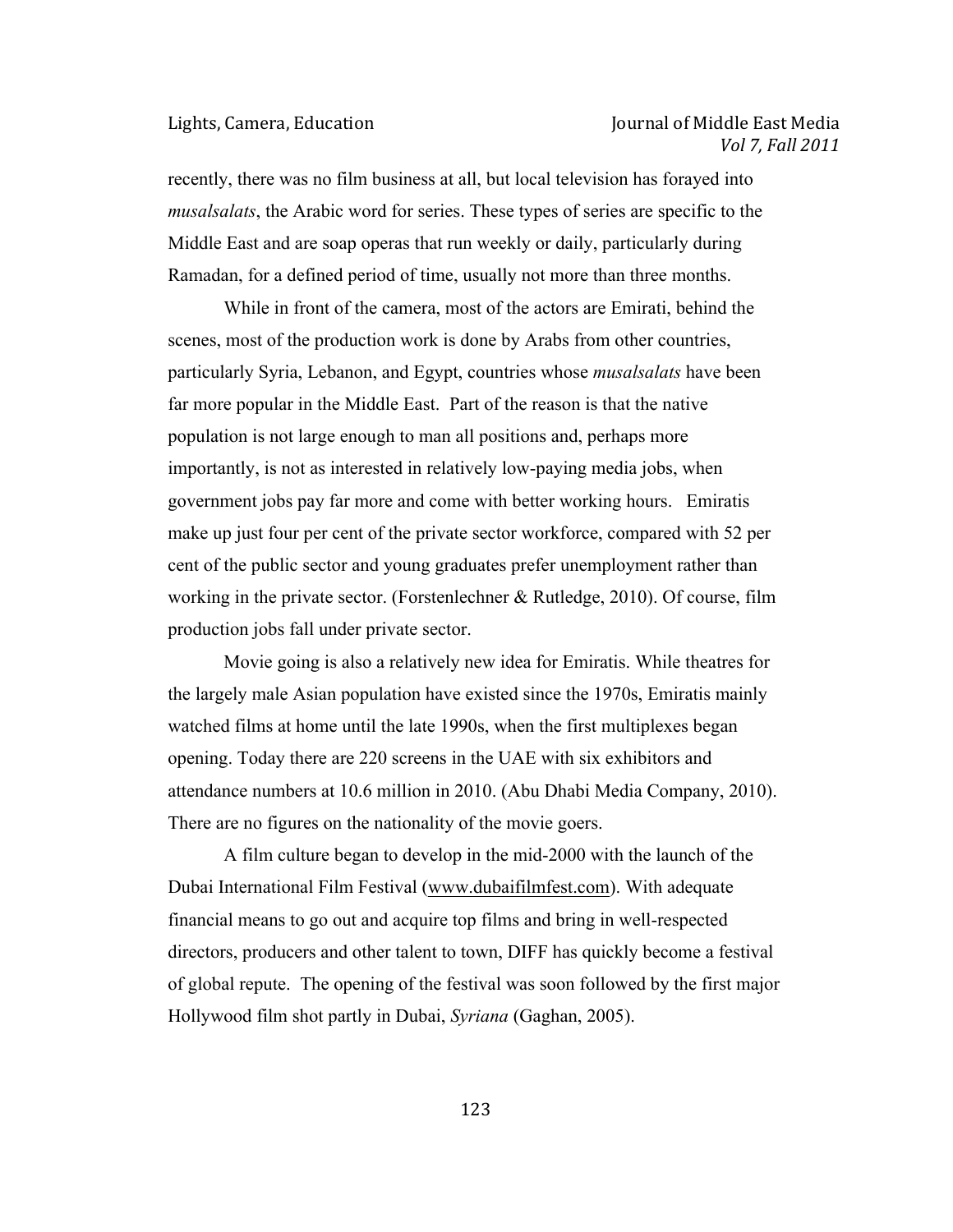recently, there was no film business at all, but local television has forayed into *musalsalats*, the Arabic word for series. These types of series are specific to the Middle East and are soap operas that run weekly or daily, particularly during Ramadan, for a defined period of time, usually not more than three months.

While in front of the camera, most of the actors are Emirati, behind the scenes, most of the production work is done by Arabs from other countries, particularly Syria, Lebanon, and Egypt, countries whose *musalsalats* have been far more popular in the Middle East. Part of the reason is that the native population is not large enough to man all positions and, perhaps more importantly, is not as interested in relatively low-paying media jobs, when government jobs pay far more and come with better working hours. Emiratis make up just four per cent of the private sector workforce, compared with 52 per cent of the public sector and young graduates prefer unemployment rather than working in the private sector. (Forstenlechner & Rutledge, 2010). Of course, film production jobs fall under private sector.

Movie going is also a relatively new idea for Emiratis. While theatres for the largely male Asian population have existed since the 1970s, Emiratis mainly watched films at home until the late 1990s, when the first multiplexes began opening. Today there are 220 screens in the UAE with six exhibitors and attendance numbers at 10.6 million in 2010. (Abu Dhabi Media Company, 2010). There are no figures on the nationality of the movie goers.

A film culture began to develop in the mid-2000 with the launch of the Dubai International Film Festival (www.dubaifilmfest.com). With adequate financial means to go out and acquire top films and bring in well-respected directors, producers and other talent to town, DIFF has quickly become a festival of global repute. The opening of the festival was soon followed by the first major Hollywood film shot partly in Dubai, *Syriana* (Gaghan, 2005).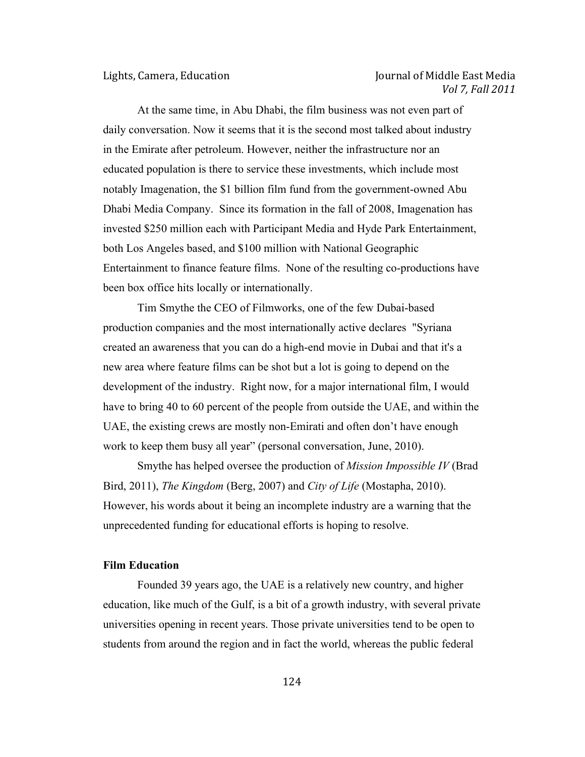At the same time, in Abu Dhabi, the film business was not even part of daily conversation. Now it seems that it is the second most talked about industry in the Emirate after petroleum. However, neither the infrastructure nor an educated population is there to service these investments, which include most notably Imagenation, the $1 billion film fund from the government-owned Abu Dhabi Media Company. Since its formation in the fall of 2008, Imagenation has invested $250 million each with Participant Media and Hyde Park Entertainment, both Los Angeles based, and $100 million with National Geographic Entertainment to finance feature films. None of the resulting co-productions have been box office hits locally or internationally.

Tim Smythe the CEO of Filmworks, one of the few Dubai-based production companies and the most internationally active declares "Syriana created an awareness that you can do a high-end movie in Dubai and that it's a new area where feature films can be shot but a lot is going to depend on the development of the industry. Right now, for a major international film, I would have to bring 40 to 60 percent of the people from outside the UAE, and within the UAE, the existing crews are mostly non-Emirati and often don't have enough work to keep them busy all year" (personal conversation, June, 2010).

Smythe has helped oversee the production of *Mission Impossible IV* (Brad Bird, 2011), *The Kingdom* (Berg, 2007) and *City of Life* (Mostapha, 2010). However, his words about it being an incomplete industry are a warning that the unprecedented funding for educational efforts is hoping to resolve.

**Film Education**

Founded 39 years ago, the UAE is a relatively new country, and higher education, like much of the Gulf, is a bit of a growth industry, with several private universities opening in recent years. Those private universities tend to be open to students from around the region and in fact the world, whereas the public federal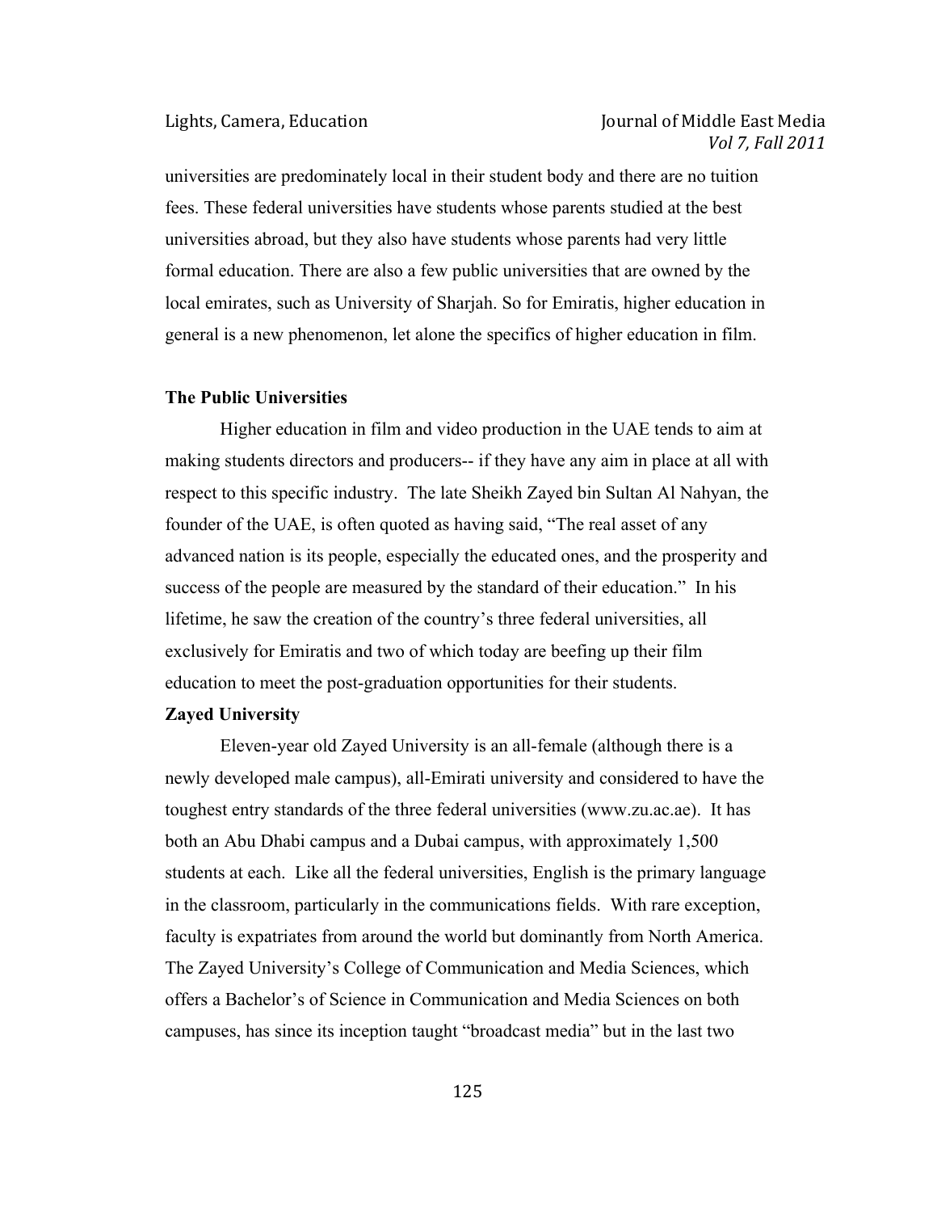universities are predominately local in their student body and there are no tuition fees. These federal universities have students whose parents studied at the best universities abroad, but they also have students whose parents had very little formal education. There are also a few public universities that are owned by the local emirates, such as University of Sharjah. So for Emiratis, higher education in general is a new phenomenon, let alone the specifics of higher education in film.

**The Public Universities**

Higher education in film and video production in the UAE tends to aim at making students directors and producers-- if they have any aim in place at all with respect to this specific industry. The late Sheikh Zayed bin Sultan Al Nahyan, the founder of the UAE, is often quoted as having said, "The real asset of any advanced nation is its people, especially the educated ones, and the prosperity and success of the people are measured by the standard of their education." In his lifetime, he saw the creation of the country's three federal universities, all exclusively for Emiratis and two of which today are beefing up their film education to meet the post-graduation opportunities for their students.

**Zayed University**

Eleven-year old Zayed University is an all-female (although there is a newly developed male campus), all-Emirati university and considered to have the toughest entry standards of the three federal universities (www.zu.ac.ae). It has both an Abu Dhabi campus and a Dubai campus, with approximately 1,500 students at each. Like all the federal universities, English is the primary language in the classroom, particularly in the communications fields. With rare exception, faculty is expatriates from around the world but dominantly from North America. The Zayed University's College of Communication and Media Sciences, which offers a Bachelor's of Science in Communication and Media Sciences on both campuses, has since its inception taught "broadcast media" but in the last two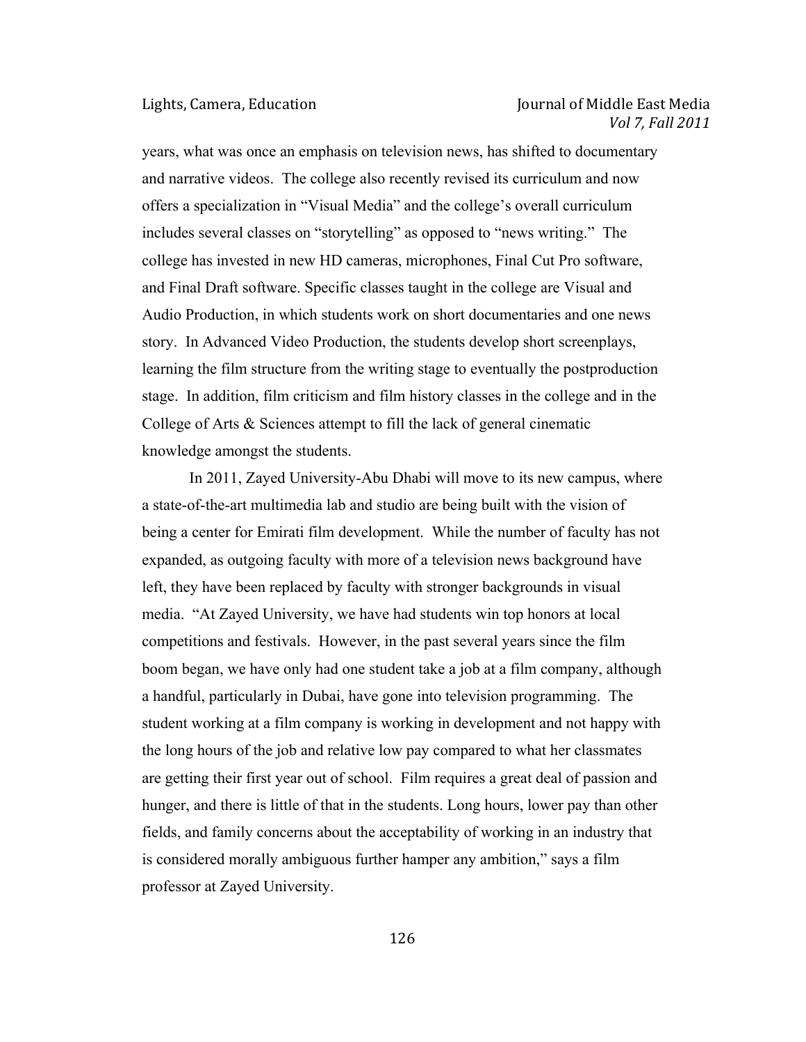years, what was once an emphasis on television news, has shifted to documentary and narrative videos. The college also recently revised its curriculum and now offers a specialization in "Visual Media" and the college's overall curriculum includes several classes on "storytelling" as opposed to "news writing." The college has invested in new HD cameras, microphones, Final Cut Pro software, and Final Draft software. Specific classes taught in the college are Visual and Audio Production, in which students work on short documentaries and one news story. In Advanced Video Production, the students develop short screenplays, learning the film structure from the writing stage to eventually the postproduction stage. In addition, film criticism and film history classes in the college and in the College of Arts & Sciences attempt to fill the lack of general cinematic knowledge amongst the students.

In 2011, Zayed University-Abu Dhabi will move to its new campus, where a state-of-the-art multimedia lab and studio are being built with the vision of being a center for Emirati film development. While the number of faculty has not expanded, as outgoing faculty with more of a television news background have left, they have been replaced by faculty with stronger backgrounds in visual media. "At Zayed University, we have had students win top honors at local competitions and festivals. However, in the past several years since the film boom began, we have only had one student take a job at a film company, although a handful, particularly in Dubai, have gone into television programming. The student working at a film company is working in development and not happy with the long hours of the job and relative low pay compared to what her classmates are getting their first year out of school. Film requires a great deal of passion and hunger, and there is little of that in the students. Long hours, lower pay than other fields, and family concerns about the acceptability of working in an industry that is considered morally ambiguous further hamper any ambition," says a film professor at Zayed University.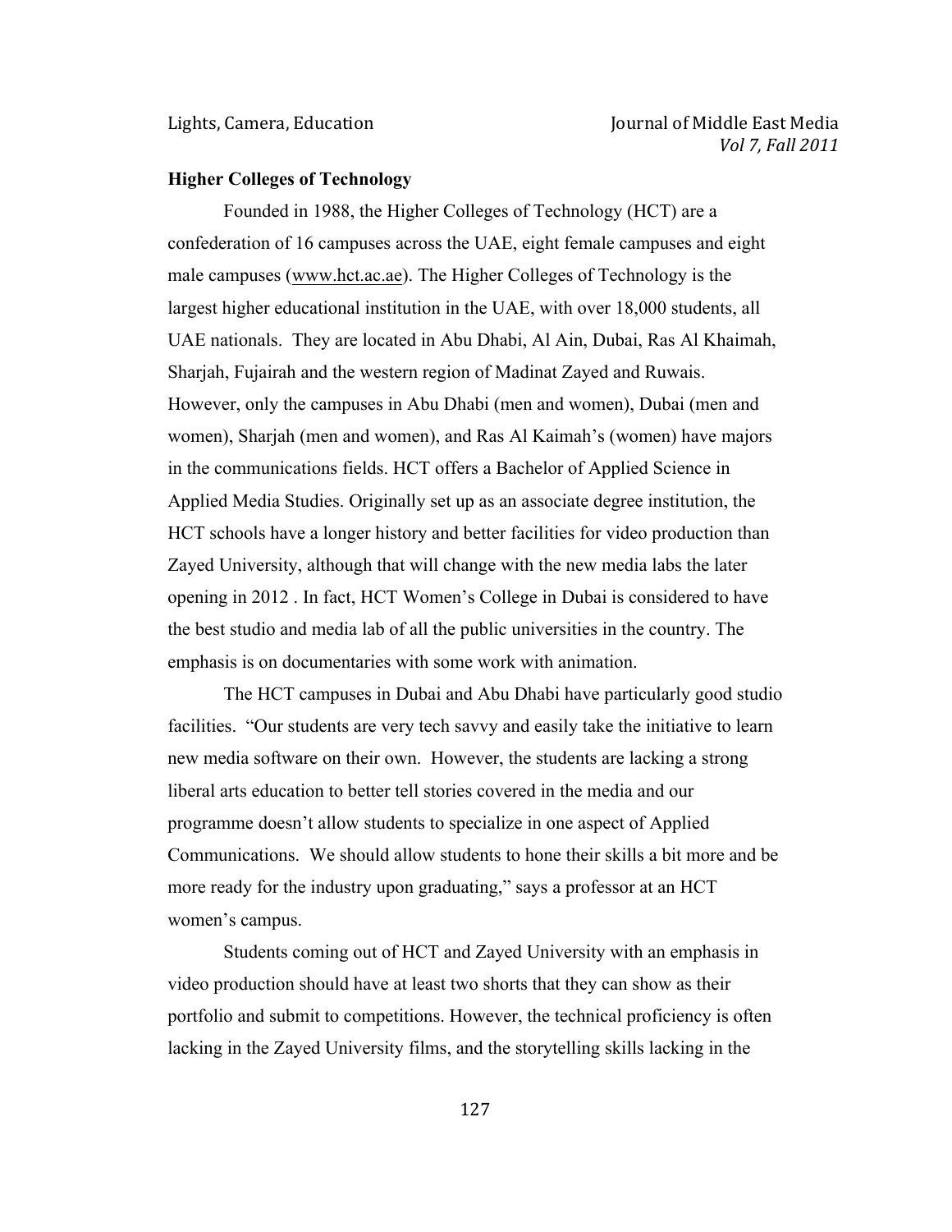**Higher Colleges of Technology**

Founded in 1988, the Higher Colleges of Technology (HCT) are a confederation of 16 campuses across the UAE, eight female campuses and eight male campuses (www.hct.ac.ae). The Higher Colleges of Technology is the largest higher educational institution in the UAE, with over 18,000 students, all UAE nationals. They are located in Abu Dhabi, Al Ain, Dubai, Ras Al Khaimah, Sharjah, Fujairah and the western region of Madinat Zayed and Ruwais. However, only the campuses in Abu Dhabi (men and women), Dubai (men and women), Sharjah (men and women), and Ras Al Kaimah's (women) have majors in the communications fields. HCT offers a Bachelor of Applied Science in Applied Media Studies. Originally set up as an associate degree institution, the HCT schools have a longer history and better facilities for video production than Zayed University, although that will change with the new media labs the later opening in 2012 . In fact, HCT Women's College in Dubai is considered to have the best studio and media lab of all the public universities in the country. The emphasis is on documentaries with some work with animation.

The HCT campuses in Dubai and Abu Dhabi have particularly good studio facilities. "Our students are very tech savvy and easily take the initiative to learn new media software on their own. However, the students are lacking a strong liberal arts education to better tell stories covered in the media and our programme doesn't allow students to specialize in one aspect of Applied Communications. We should allow students to hone their skills a bit more and be more ready for the industry upon graduating," says a professor at an HCT women's campus.

Students coming out of HCT and Zayed University with an emphasis in video production should have at least two shorts that they can show as their portfolio and submit to competitions. However, the technical proficiency is often lacking in the Zayed University films, and the storytelling skills lacking in the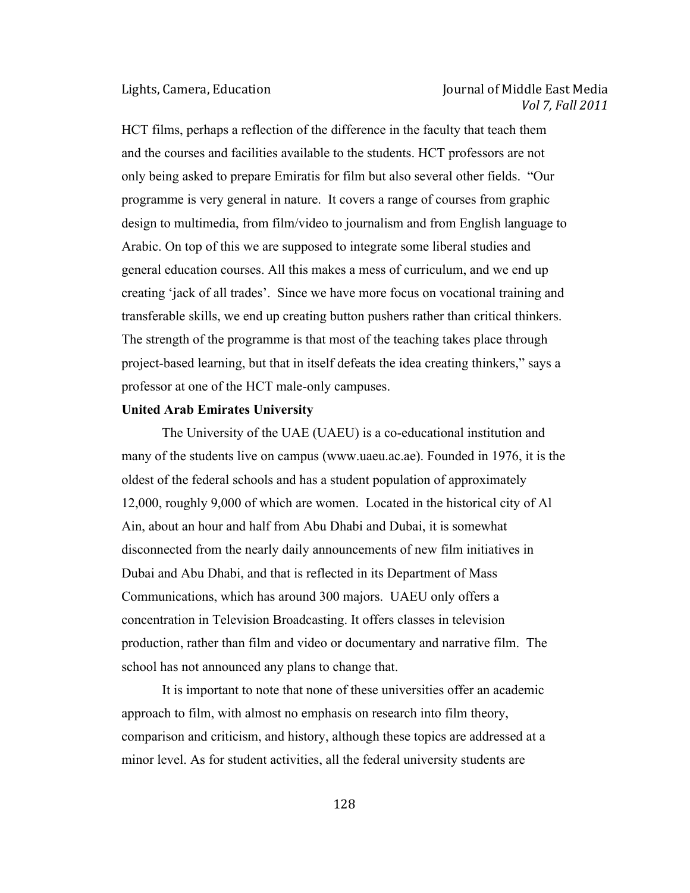HCT films, perhaps a reflection of the difference in the faculty that teach them and the courses and facilities available to the students. HCT professors are not only being asked to prepare Emiratis for film but also several other fields. "Our programme is very general in nature. It covers a range of courses from graphic design to multimedia, from film/video to journalism and from English language to Arabic. On top of this we are supposed to integrate some liberal studies and general education courses. All this makes a mess of curriculum, and we end up creating 'jack of all trades'. Since we have more focus on vocational training and transferable skills, we end up creating button pushers rather than critical thinkers. The strength of the programme is that most of the teaching takes place through project-based learning, but that in itself defeats the idea creating thinkers," says a professor at one of the HCT male-only campuses.

**United Arab Emirates University**

The University of the UAE (UAEU) is a co-educational institution and many of the students live on campus (www.uaeu.ac.ae). Founded in 1976, it is the oldest of the federal schools and has a student population of approximately 12,000, roughly 9,000 of which are women. Located in the historical city of Al Ain, about an hour and half from Abu Dhabi and Dubai, it is somewhat disconnected from the nearly daily announcements of new film initiatives in Dubai and Abu Dhabi, and that is reflected in its Department of Mass Communications, which has around 300 majors. UAEU only offers a concentration in Television Broadcasting. It offers classes in television production, rather than film and video or documentary and narrative film. The school has not announced any plans to change that.

It is important to note that none of these universities offer an academic approach to film, with almost no emphasis on research into film theory, comparison and criticism, and history, although these topics are addressed at a minor level. As for student activities, all the federal university students are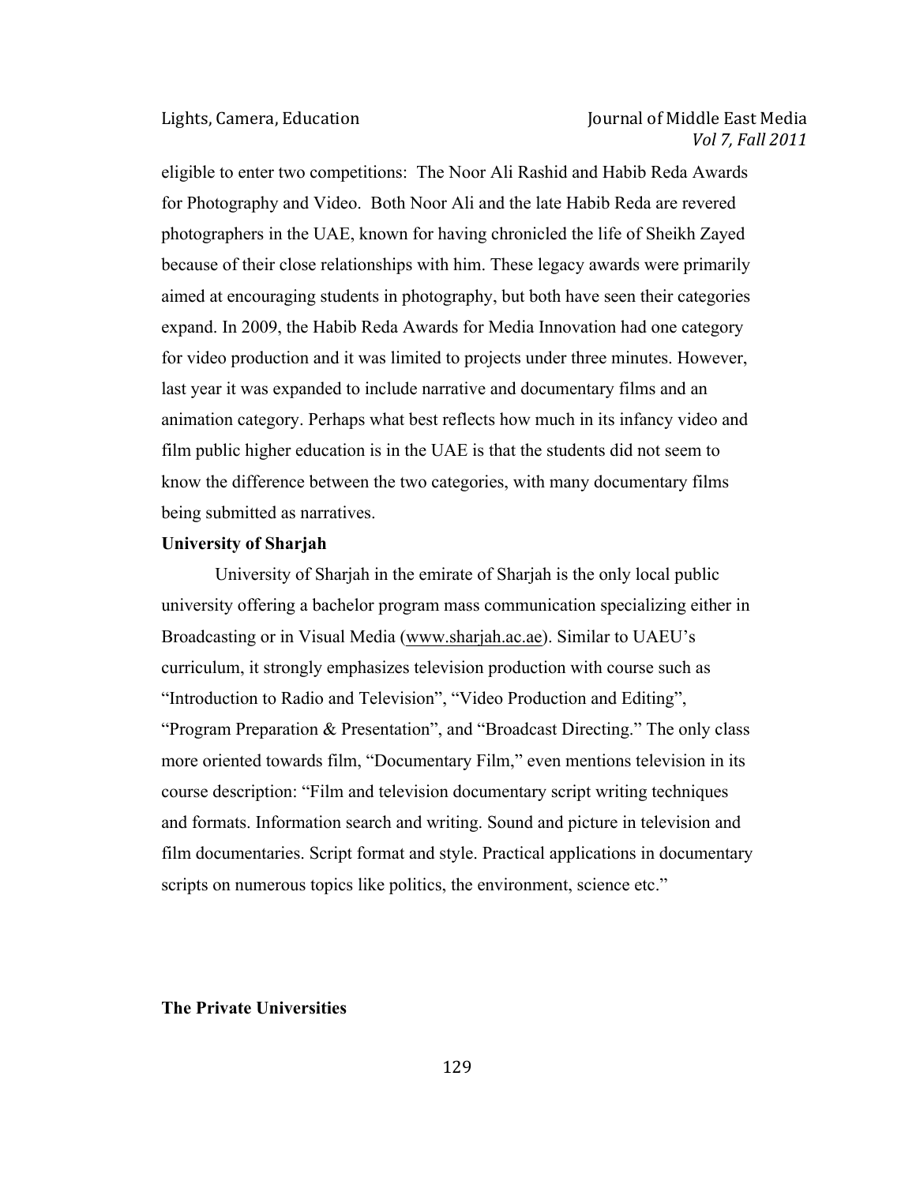eligible to enter two competitions: The Noor Ali Rashid and Habib Reda Awards for Photography and Video. Both Noor Ali and the late Habib Reda are revered photographers in the UAE, known for having chronicled the life of Sheikh Zayed because of their close relationships with him. These legacy awards were primarily aimed at encouraging students in photography, but both have seen their categories expand. In 2009, the Habib Reda Awards for Media Innovation had one category for video production and it was limited to projects under three minutes. However, last year it was expanded to include narrative and documentary films and an animation category. Perhaps what best reflects how much in its infancy video and film public higher education is in the UAE is that the students did not seem to know the difference between the two categories, with many documentary films being submitted as narratives.

**University of Sharjah**

University of Sharjah in the emirate of Sharjah is the only local public university offering a bachelor program mass communication specializing either in Broadcasting or in Visual Media (www.sharjah.ac.ae). Similar to UAEU's curriculum, it strongly emphasizes television production with course such as "Introduction to Radio and Television", "Video Production and Editing", "Program Preparation & Presentation", and "Broadcast Directing." The only class more oriented towards film, "Documentary Film," even mentions television in its course description: "Film and television documentary script writing techniques and formats. Information search and writing. Sound and picture in television and film documentaries. Script format and style. Practical applications in documentary scripts on numerous topics like politics, the environment, science etc."

**The Private Universities**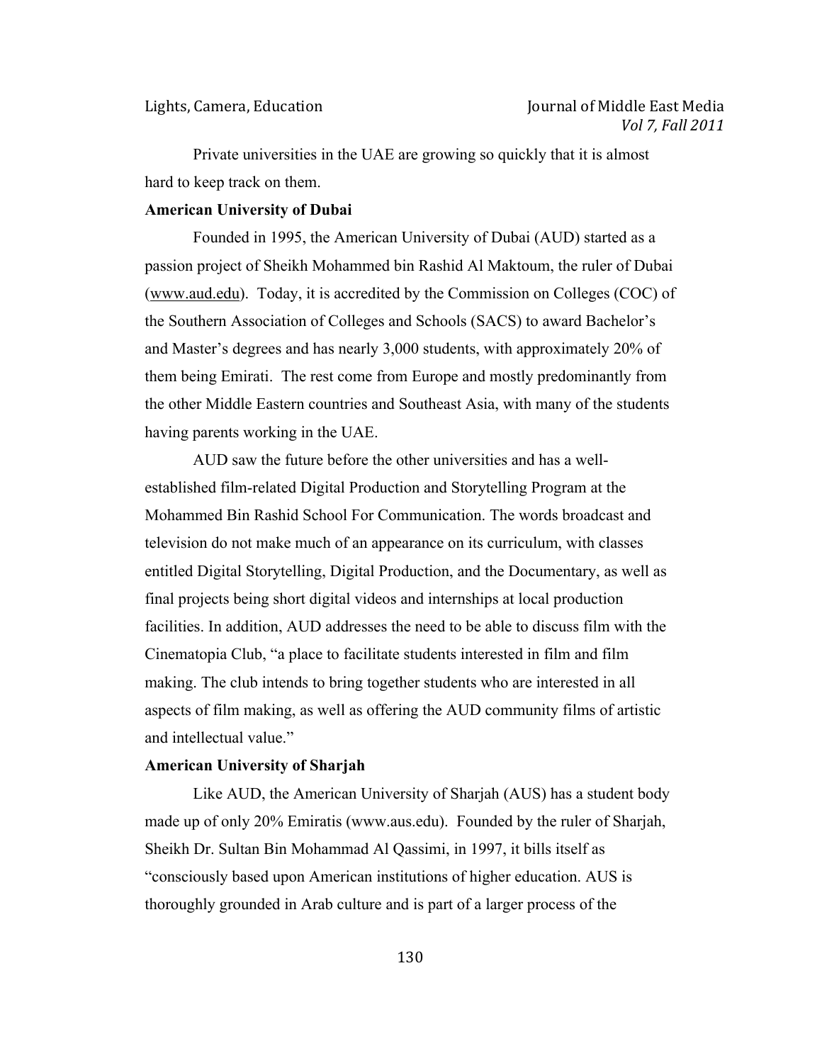Private universities in the UAE are growing so quickly that it is almost hard to keep track on them.

**American University of Dubai**

Founded in 1995, the American University of Dubai (AUD) started as a passion project of Sheikh Mohammed bin Rashid Al Maktoum, the ruler of Dubai (www.aud.edu). Today, it is accredited by the Commission on Colleges (COC) of the Southern Association of Colleges and Schools (SACS) to award Bachelor's and Master's degrees and has nearly 3,000 students, with approximately 20% of them being Emirati. The rest come from Europe and mostly predominantly from the other Middle Eastern countries and Southeast Asia, with many of the students having parents working in the UAE.

AUD saw the future before the other universities and has a well-established film-related Digital Production and Storytelling Program at the Mohammed Bin Rashid School For Communication. The words broadcast and television do not make much of an appearance on its curriculum, with classes entitled Digital Storytelling, Digital Production, and the Documentary, as well as final projects being short digital videos and internships at local production facilities. In addition, AUD addresses the need to be able to discuss film with the Cinematopia Club, "a place to facilitate students interested in film and film making. The club intends to bring together students who are interested in all aspects of film making, as well as offering the AUD community films of artistic and intellectual value."

**American University of Sharjah**

Like AUD, the American University of Sharjah (AUS) has a student body made up of only 20% Emiratis (www.aus.edu). Founded by the ruler of Sharjah, Sheikh Dr. Sultan Bin Mohammad Al Qassimi, in 1997, it bills itself as "consciously based upon American institutions of higher education. AUS is thoroughly grounded in Arab culture and is part of a larger process of the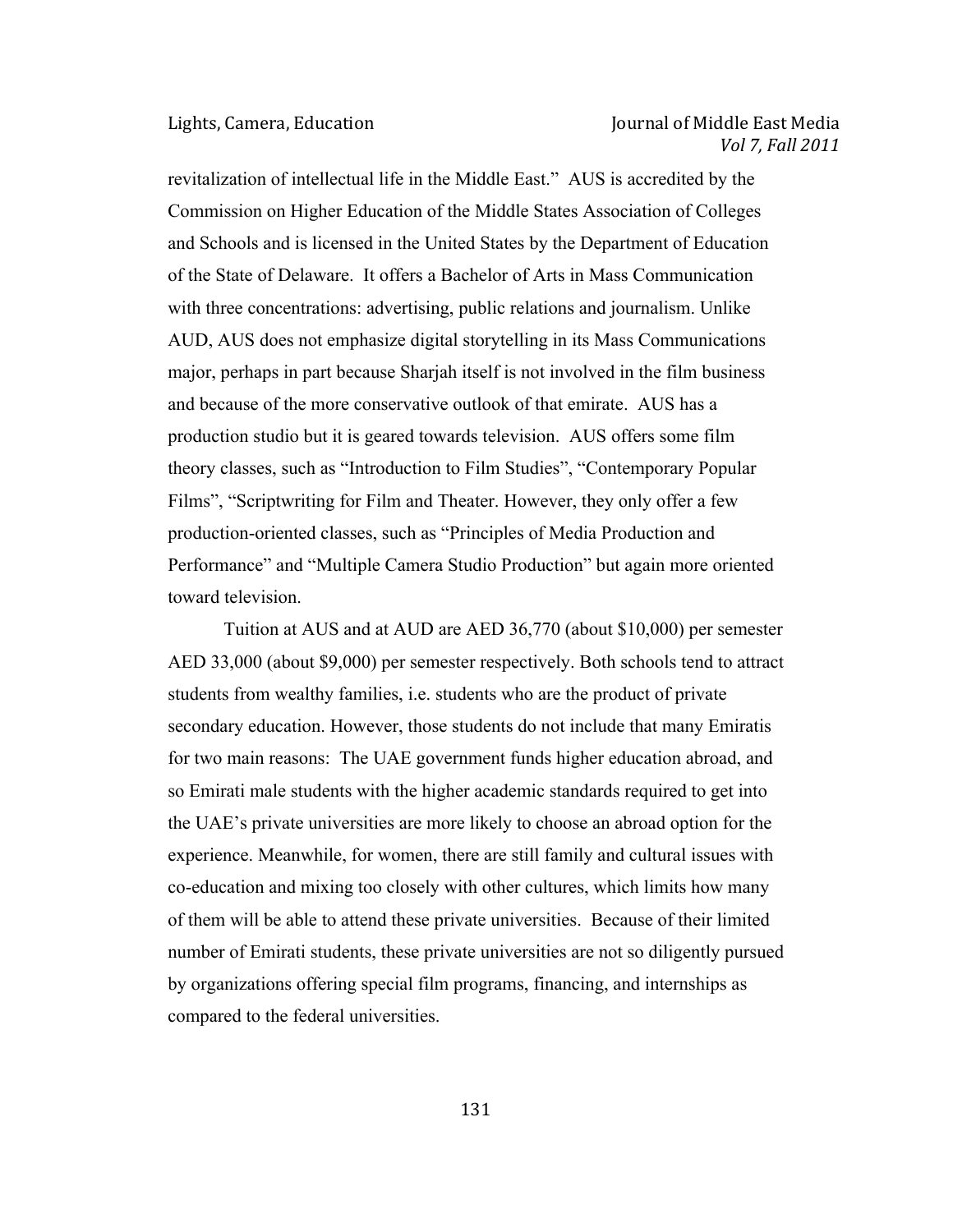revitalization of intellectual life in the Middle East." AUS is accredited by the Commission on Higher Education of the Middle States Association of Colleges and Schools and is licensed in the United States by the Department of Education of the State of Delaware. It offers a Bachelor of Arts in Mass Communication with three concentrations: advertising, public relations and journalism. Unlike AUD, AUS does not emphasize digital storytelling in its Mass Communications major, perhaps in part because Sharjah itself is not involved in the film business and because of the more conservative outlook of that emirate. AUS has a production studio but it is geared towards television. AUS offers some film theory classes, such as "Introduction to Film Studies", "Contemporary Popular Films", "Scriptwriting for Film and Theater. However, they only offer a few production-oriented classes, such as "Principles of Media Production and Performance" and "Multiple Camera Studio Production" but again more oriented toward television.

Tuition at AUS and at AUD are AED 36,770 (about $10,000) per semester AED 33,000 (about $9,000) per semester respectively. Both schools tend to attract students from wealthy families, i.e. students who are the product of private secondary education. However, those students do not include that many Emiratis for two main reasons: The UAE government funds higher education abroad, and so Emirati male students with the higher academic standards required to get into the UAE's private universities are more likely to choose an abroad option for the experience. Meanwhile, for women, there are still family and cultural issues with co-education and mixing too closely with other cultures, which limits how many of them will be able to attend these private universities. Because of their limited number of Emirati students, these private universities are not so diligently pursued by organizations offering special film programs, financing, and internships as compared to the federal universities.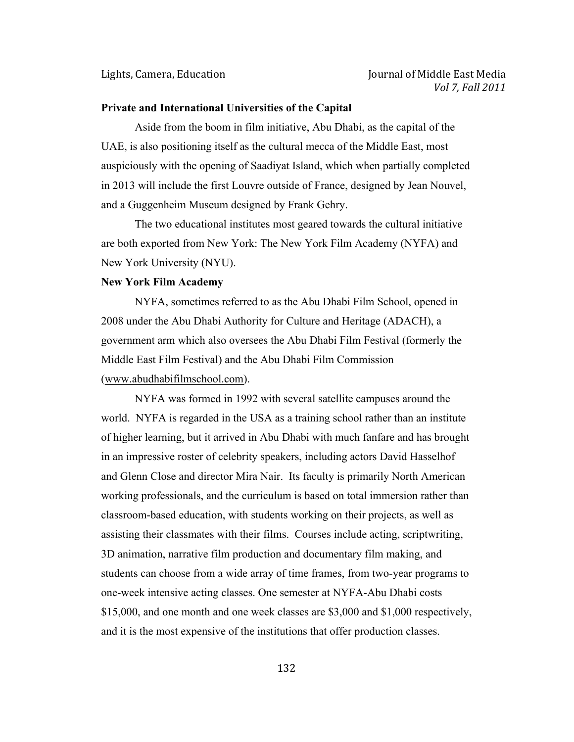**Private and International Universities of the Capital**

Aside from the boom in film initiative, Abu Dhabi, as the capital of the UAE, is also positioning itself as the cultural mecca of the Middle East, most auspiciously with the opening of Saadiyat Island, which when partially completed in 2013 will include the first Louvre outside of France, designed by Jean Nouvel, and a Guggenheim Museum designed by Frank Gehry.

The two educational institutes most geared towards the cultural initiative are both exported from New York: The New York Film Academy (NYFA) and New York University (NYU).

**New York Film Academy**

NYFA, sometimes referred to as the Abu Dhabi Film School, opened in 2008 under the Abu Dhabi Authority for Culture and Heritage (ADACH), a government arm which also oversees the Abu Dhabi Film Festival (formerly the Middle East Film Festival) and the Abu Dhabi Film Commission (www.abudhabifilmschool.com).

NYFA was formed in 1992 with several satellite campuses around the world. NYFA is regarded in the USA as a training school rather than an institute of higher learning, but it arrived in Abu Dhabi with much fanfare and has brought in an impressive roster of celebrity speakers, including actors David Hasselhof and Glenn Close and director Mira Nair. Its faculty is primarily North American working professionals, and the curriculum is based on total immersion rather than classroom-based education, with students working on their projects, as well as assisting their classmates with their films. Courses include acting, scriptwriting, 3D animation, narrative film production and documentary film making, and students can choose from a wide array of time frames, from two-year programs to one-week intensive acting classes. One semester at NYFA-Abu Dhabi costs $15,000, and one month and one week classes are $3,000 and $1,000 respectively, and it is the most expensive of the institutions that offer production classes.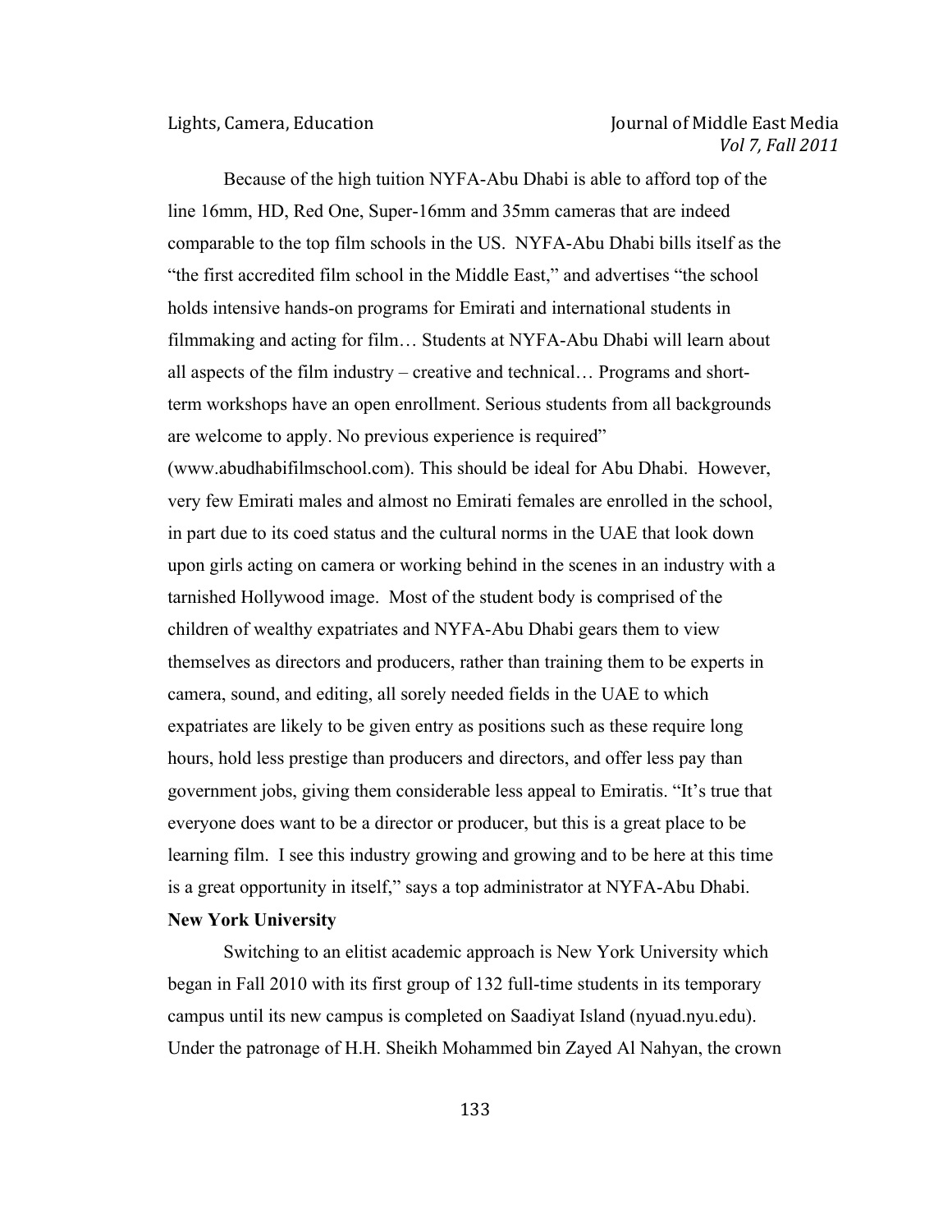Because of the high tuition NYFA-Abu Dhabi is able to afford top of the line 16mm, HD, Red One, Super-16mm and 35mm cameras that are indeed comparable to the top film schools in the US. NYFA-Abu Dhabi bills itself as the "the first accredited film school in the Middle East," and advertises "the school holds intensive hands-on programs for Emirati and international students in filmmaking and acting for film… Students at NYFA-Abu Dhabi will learn about all aspects of the film industry – creative and technical… Programs and short-term workshops have an open enrollment. Serious students from all backgrounds are welcome to apply. No previous experience is required" (www.abudhabifilmschool.com). This should be ideal for Abu Dhabi. However, very few Emirati males and almost no Emirati females are enrolled in the school, in part due to its coed status and the cultural norms in the UAE that look down upon girls acting on camera or working behind in the scenes in an industry with a tarnished Hollywood image. Most of the student body is comprised of the children of wealthy expatriates and NYFA-Abu Dhabi gears them to view themselves as directors and producers, rather than training them to be experts in camera, sound, and editing, all sorely needed fields in the UAE to which expatriates are likely to be given entry as positions such as these require long hours, hold less prestige than producers and directors, and offer less pay than government jobs, giving them considerable less appeal to Emiratis. "It's true that everyone does want to be a director or producer, but this is a great place to be learning film. I see this industry growing and growing and to be here at this time is a great opportunity in itself," says a top administrator at NYFA-Abu Dhabi.

**New York University**

Switching to an elitist academic approach is New York University which began in Fall 2010 with its first group of 132 full-time students in its temporary campus until its new campus is completed on Saadiyat Island (nyuad.nyu.edu). Under the patronage of H.H. Sheikh Mohammed bin Zayed Al Nahyan, the crown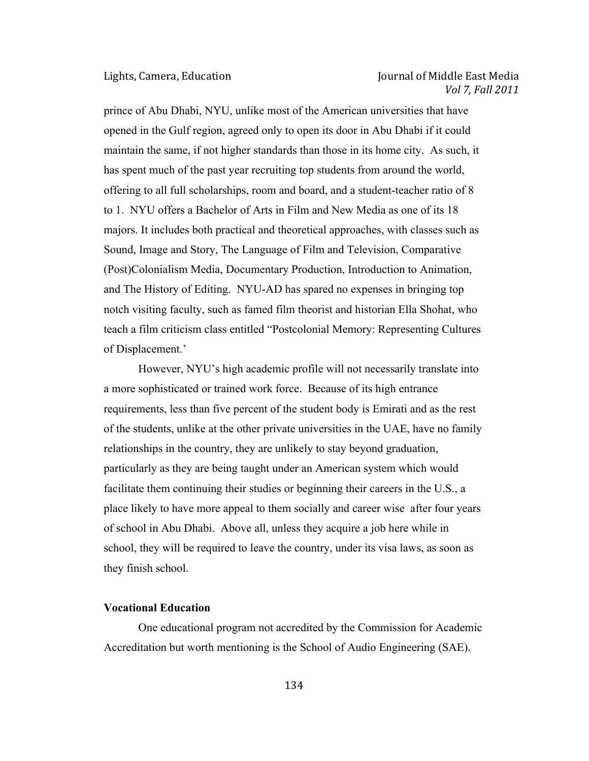prince of Abu Dhabi, NYU, unlike most of the American universities that have opened in the Gulf region, agreed only to open its door in Abu Dhabi if it could maintain the same, if not higher standards than those in its home city. As such, it has spent much of the past year recruiting top students from around the world, offering to all full scholarships, room and board, and a student-teacher ratio of 8 to 1. NYU offers a Bachelor of Arts in Film and New Media as one of its 18 majors. It includes both practical and theoretical approaches, with classes such as Sound, Image and Story, The Language of Film and Television, Comparative (Post)Colonialism Media, Documentary Production, Introduction to Animation, and The History of Editing. NYU-AD has spared no expenses in bringing top notch visiting faculty, such as famed film theorist and historian Ella Shohat, who teach a film criticism class entitled "Postcolonial Memory: Representing Cultures of Displacement.'

However, NYU's high academic profile will not necessarily translate into a more sophisticated or trained work force. Because of its high entrance requirements, less than five percent of the student body is Emirati and as the rest of the students, unlike at the other private universities in the UAE, have no family relationships in the country, they are unlikely to stay beyond graduation, particularly as they are being taught under an American system which would facilitate them continuing their studies or beginning their careers in the U.S., a place likely to have more appeal to them socially and career wise after four years of school in Abu Dhabi. Above all, unless they acquire a job here while in school, they will be required to leave the country, under its visa laws, as soon as they finish school.

**Vocational Education**

One educational program not accredited by the Commission for Academic Accreditation but worth mentioning is the School of Audio Engineering (SAE).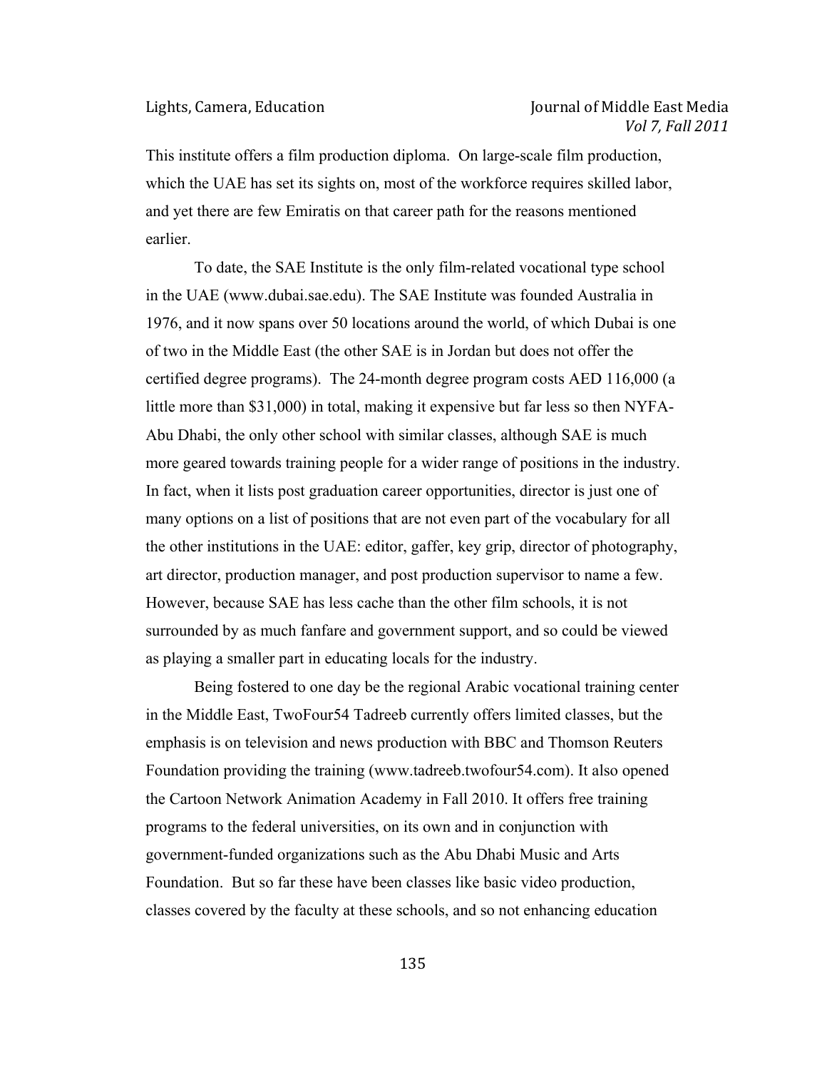This institute offers a film production diploma. On large-scale film production, which the UAE has set its sights on, most of the workforce requires skilled labor, and yet there are few Emiratis on that career path for the reasons mentioned earlier.

To date, the SAE Institute is the only film-related vocational type school in the UAE (www.dubai.sae.edu). The SAE Institute was founded Australia in 1976, and it now spans over 50 locations around the world, of which Dubai is one of two in the Middle East (the other SAE is in Jordan but does not offer the certified degree programs). The 24-month degree program costs AED 116,000 (a little more than $31,000) in total, making it expensive but far less so then NYFA-Abu Dhabi, the only other school with similar classes, although SAE is much more geared towards training people for a wider range of positions in the industry. In fact, when it lists post graduation career opportunities, director is just one of many options on a list of positions that are not even part of the vocabulary for all the other institutions in the UAE: editor, gaffer, key grip, director of photography, art director, production manager, and post production supervisor to name a few. However, because SAE has less cache than the other film schools, it is not surrounded by as much fanfare and government support, and so could be viewed as playing a smaller part in educating locals for the industry.

Being fostered to one day be the regional Arabic vocational training center in the Middle East, TwoFour54 Tadreeb currently offers limited classes, but the emphasis is on television and news production with BBC and Thomson Reuters Foundation providing the training (www.tadreeb.twofour54.com). It also opened the Cartoon Network Animation Academy in Fall 2010. It offers free training programs to the federal universities, on its own and in conjunction with government-funded organizations such as the Abu Dhabi Music and Arts Foundation. But so far these have been classes like basic video production, classes covered by the faculty at these schools, and so not enhancing education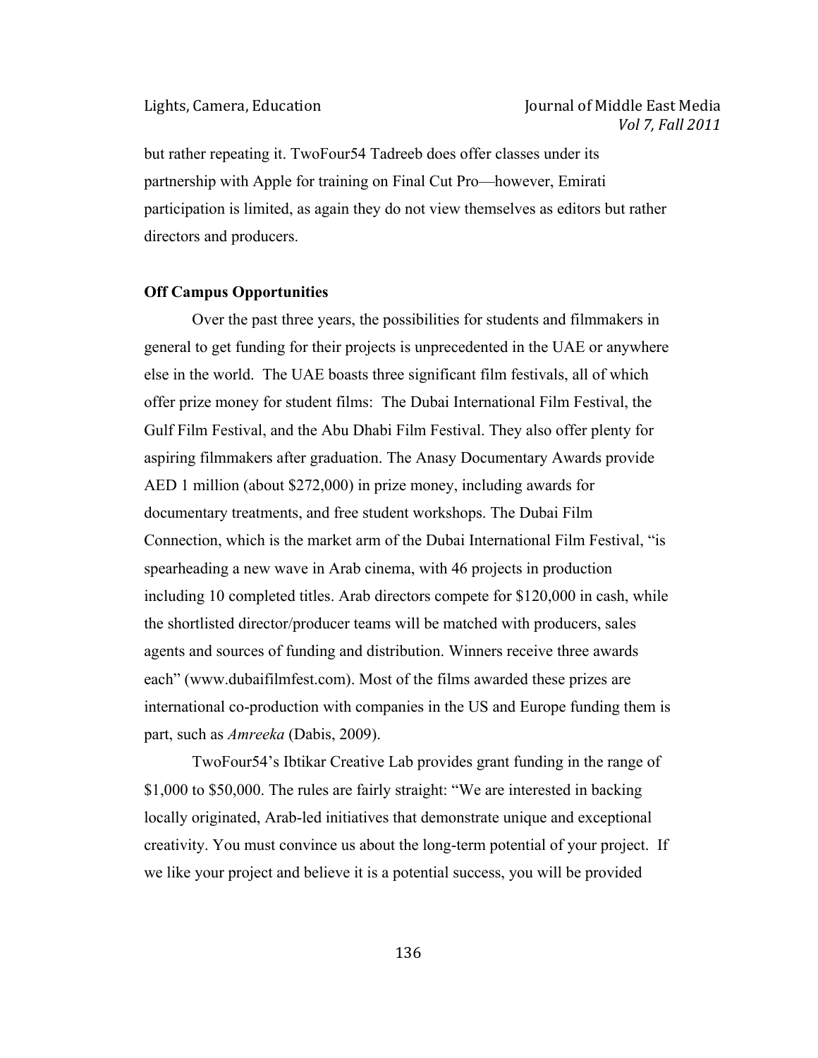but rather repeating it. TwoFour54 Tadreeb does offer classes under its partnership with Apple for training on Final Cut Pro—however, Emirati participation is limited, as again they do not view themselves as editors but rather directors and producers.

**Off Campus Opportunities**

Over the past three years, the possibilities for students and filmmakers in general to get funding for their projects is unprecedented in the UAE or anywhere else in the world. The UAE boasts three significant film festivals, all of which offer prize money for student films: The Dubai International Film Festival, the Gulf Film Festival, and the Abu Dhabi Film Festival. They also offer plenty for aspiring filmmakers after graduation. The Anasy Documentary Awards provide AED 1 million (about $272,000) in prize money, including awards for documentary treatments, and free student workshops. The Dubai Film Connection, which is the market arm of the Dubai International Film Festival, "is spearheading a new wave in Arab cinema, with 46 projects in production including 10 completed titles. Arab directors compete for $120,000 in cash, while the shortlisted director/producer teams will be matched with producers, sales agents and sources of funding and distribution. Winners receive three awards each" (www.dubaifilmfest.com). Most of the films awarded these prizes are international co-production with companies in the US and Europe funding them is part, such as *Amreeka* (Dabis, 2009).

TwoFour54's Ibtikar Creative Lab provides grant funding in the range of $1,000 to $50,000. The rules are fairly straight: "We are interested in backing locally originated, Arab-led initiatives that demonstrate unique and exceptional creativity. You must convince us about the long-term potential of your project. If we like your project and believe it is a potential success, you will be provided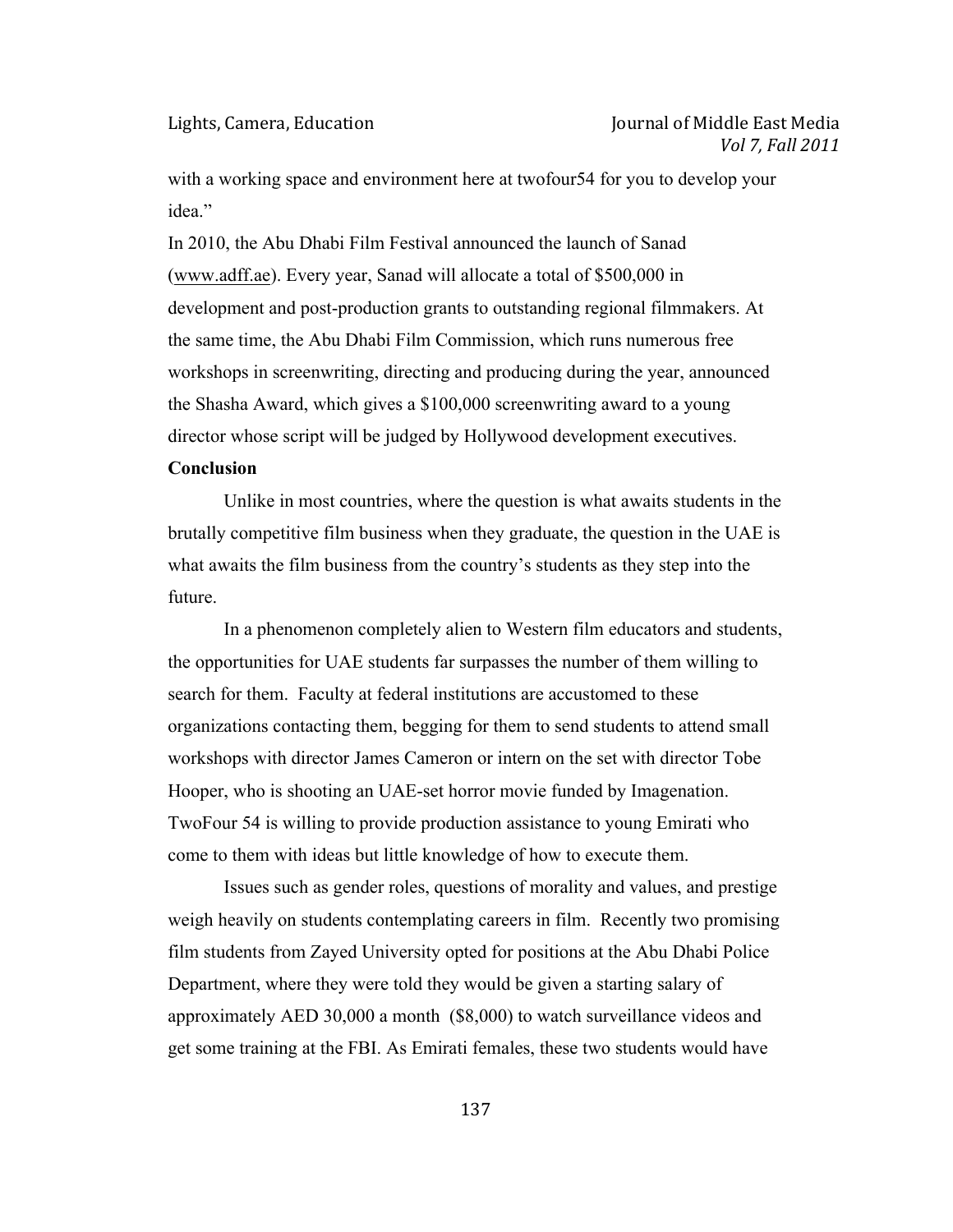with a working space and environment here at twofour54 for you to develop your idea."

In 2010, the Abu Dhabi Film Festival announced the launch of Sanad (www.adff.ae). Every year, Sanad will allocate a total of $500,000 in development and post-production grants to outstanding regional filmmakers. At the same time, the Abu Dhabi Film Commission, which runs numerous free workshops in screenwriting, directing and producing during the year, announced the Shasha Award, which gives a $100,000 screenwriting award to a young director whose script will be judged by Hollywood development executives.

**Conclusion**

Unlike in most countries, where the question is what awaits students in the brutally competitive film business when they graduate, the question in the UAE is what awaits the film business from the country's students as they step into the future.

In a phenomenon completely alien to Western film educators and students, the opportunities for UAE students far surpasses the number of them willing to search for them. Faculty at federal institutions are accustomed to these organizations contacting them, begging for them to send students to attend small workshops with director James Cameron or intern on the set with director Tobe Hooper, who is shooting an UAE-set horror movie funded by Imagenation. TwoFour 54 is willing to provide production assistance to young Emirati who come to them with ideas but little knowledge of how to execute them.

Issues such as gender roles, questions of morality and values, and prestige weigh heavily on students contemplating careers in film. Recently two promising film students from Zayed University opted for positions at the Abu Dhabi Police Department, where they were told they would be given a starting salary of approximately AED 30,000 a month ($8,000) to watch surveillance videos and get some training at the FBI. As Emirati females, these two students would have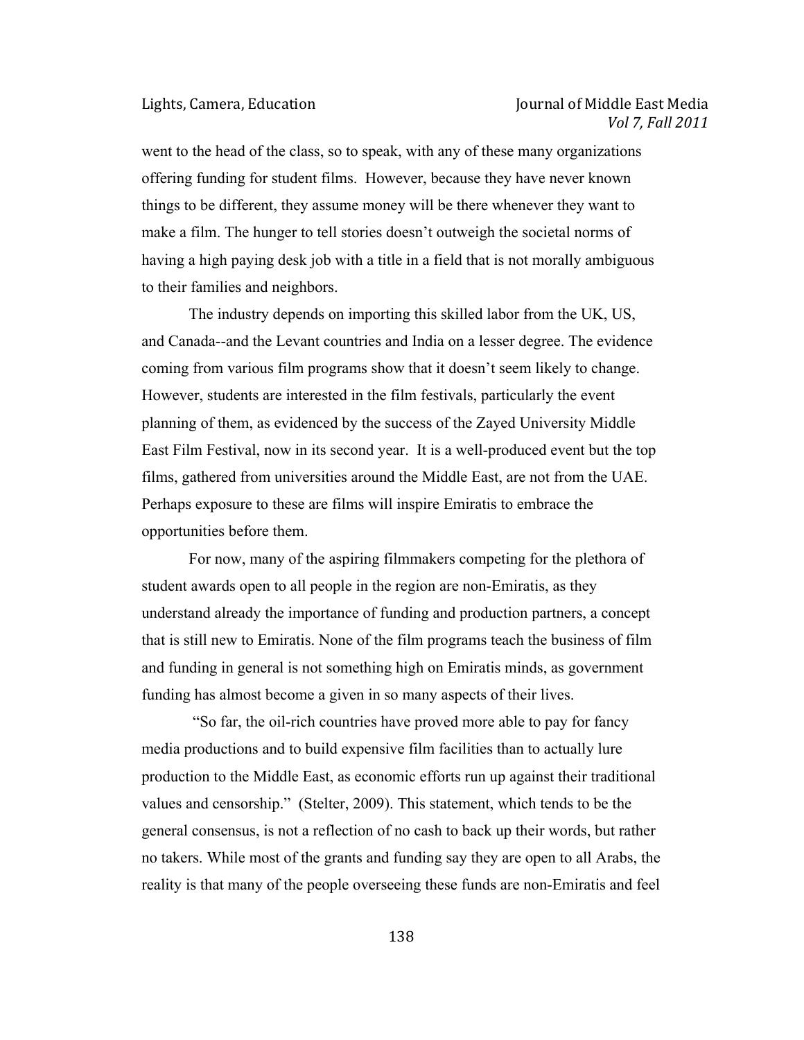went to the head of the class, so to speak, with any of these many organizations offering funding for student films. However, because they have never known things to be different, they assume money will be there whenever they want to make a film. The hunger to tell stories doesn't outweigh the societal norms of having a high paying desk job with a title in a field that is not morally ambiguous to their families and neighbors.

The industry depends on importing this skilled labor from the UK, US, and Canada--and the Levant countries and India on a lesser degree. The evidence coming from various film programs show that it doesn't seem likely to change. However, students are interested in the film festivals, particularly the event planning of them, as evidenced by the success of the Zayed University Middle East Film Festival, now in its second year. It is a well-produced event but the top films, gathered from universities around the Middle East, are not from the UAE. Perhaps exposure to these are films will inspire Emiratis to embrace the opportunities before them.

For now, many of the aspiring filmmakers competing for the plethora of student awards open to all people in the region are non-Emiratis, as they understand already the importance of funding and production partners, a concept that is still new to Emiratis. None of the film programs teach the business of film and funding in general is not something high on Emiratis minds, as government funding has almost become a given in so many aspects of their lives.

"So far, the oil-rich countries have proved more able to pay for fancy media productions and to build expensive film facilities than to actually lure production to the Middle East, as economic efforts run up against their traditional values and censorship." (Stelter, 2009). This statement, which tends to be the general consensus, is not a reflection of no cash to back up their words, but rather no takers. While most of the grants and funding say they are open to all Arabs, the reality is that many of the people overseeing these funds are non-Emiratis and feel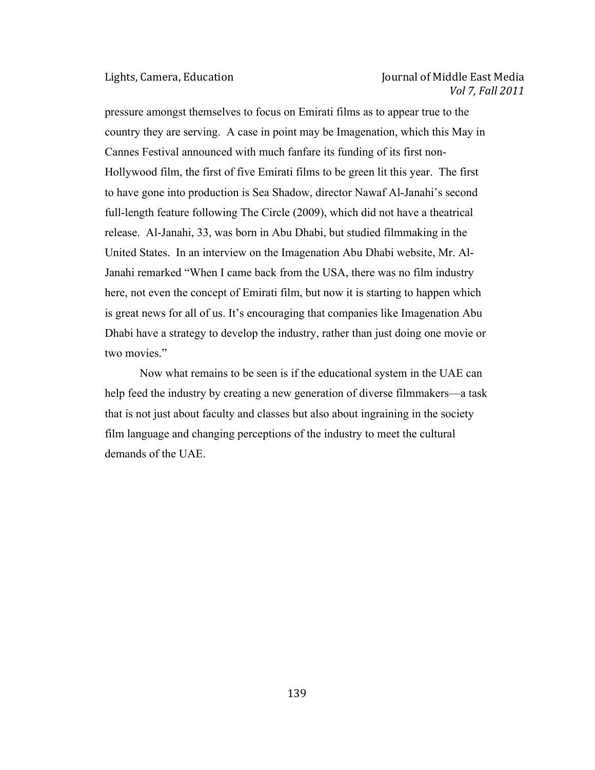pressure amongst themselves to focus on Emirati films as to appear true to the country they are serving. A case in point may be Imagenation, which this May in Cannes Festival announced with much fanfare its funding of its first non-Hollywood film, the first of five Emirati films to be green lit this year. The first to have gone into production is Sea Shadow, director Nawaf Al-Janahi's second full-length feature following The Circle (2009), which did not have a theatrical release. Al-Janahi, 33, was born in Abu Dhabi, but studied filmmaking in the United States. In an interview on the Imagenation Abu Dhabi website, Mr. Al-Janahi remarked "When I came back from the USA, there was no film industry here, not even the concept of Emirati film, but now it is starting to happen which is great news for all of us. It's encouraging that companies like Imagenation Abu Dhabi have a strategy to develop the industry, rather than just doing one movie or two movies."

Now what remains to be seen is if the educational system in the UAE can help feed the industry by creating a new generation of diverse filmmakers—a task that is not just about faculty and classes but also about ingraining in the society film language and changing perceptions of the industry to meet the cultural demands of the UAE.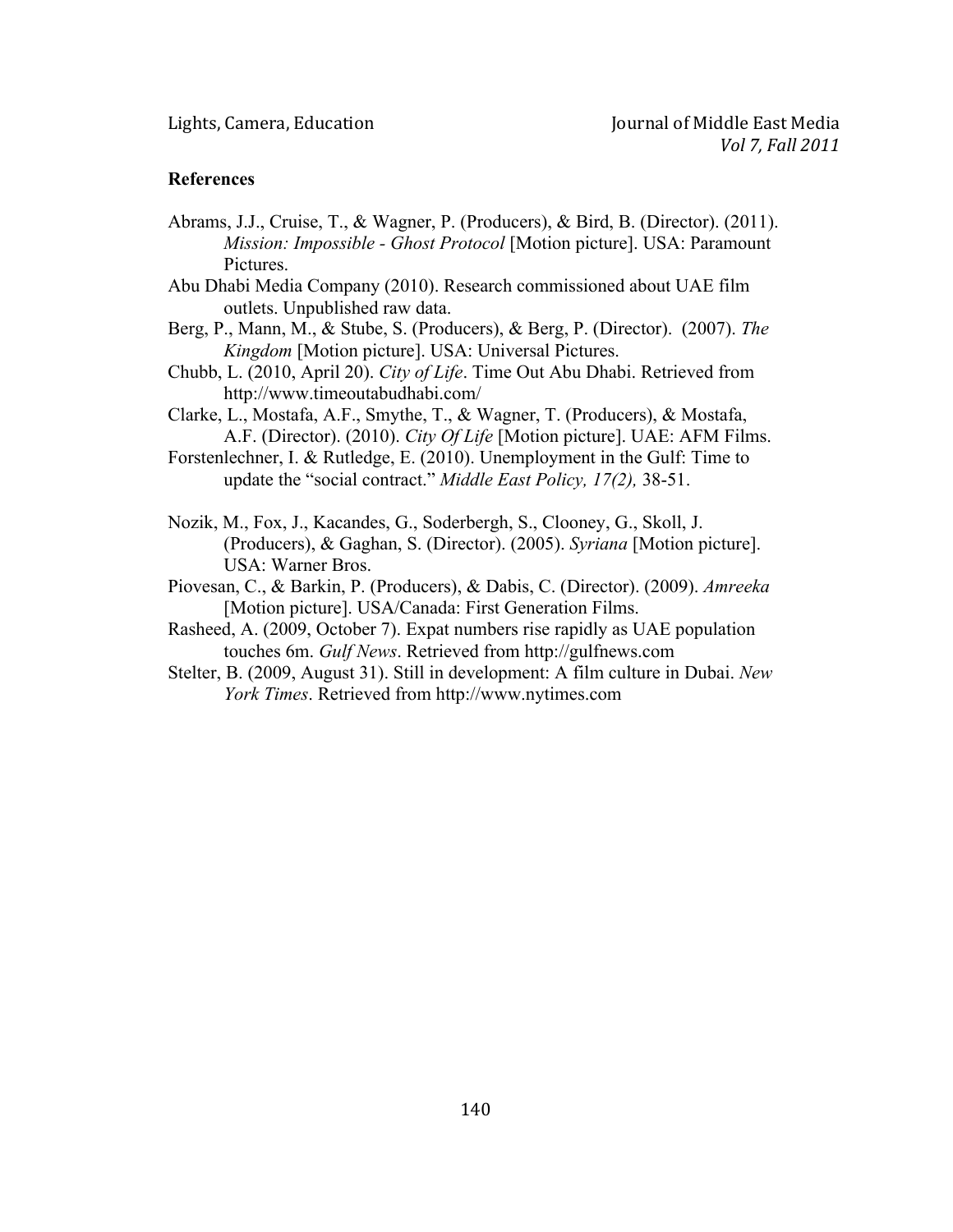## References

Abrams, J.J., Cruise, T., & Wagner, P. (Producers), & Bird, B. (Director). (2011). *Mission: Impossible - Ghost Protocol* [Motion picture]. USA: Paramount Pictures.

Abu Dhabi Media Company (2010). Research commissioned about UAE film outlets. Unpublished raw data.

Berg, P., Mann, M., & Stube, S. (Producers), & Berg, P. (Director). (2007). *The Kingdom* [Motion picture]. USA: Universal Pictures.

Chubb, L. (2010, April 20). *City of Life*. Time Out Abu Dhabi. Retrieved from http://www.timeoutabudhabi.com/

Clarke, L., Mostafa, A.F., Smythe, T., & Wagner, T. (Producers), & Mostafa, A.F. (Director). (2010). *City Of Life* [Motion picture]. UAE: AFM Films.

Forstenlechner, I. & Rutledge, E. (2010). Unemployment in the Gulf: Time to update the "social contract." *Middle East Policy, 17(2),* 38-51.

Nozik, M., Fox, J., Kacandes, G., Soderbergh, S., Clooney, G., Skoll, J. (Producers), & Gaghan, S. (Director). (2005). *Syriana* [Motion picture]. USA: Warner Bros.

Piovesan, C., & Barkin, P. (Producers), & Dabis, C. (Director). (2009). *Amreeka* [Motion picture]. USA/Canada: First Generation Films.

Rasheed, A. (2009, October 7). Expat numbers rise rapidly as UAE population touches 6m. *Gulf News*. Retrieved from http://gulfnews.com

Stelter, B. (2009, August 31). Still in development: A film culture in Dubai. *New York Times*. Retrieved from http://www.nytimes.com